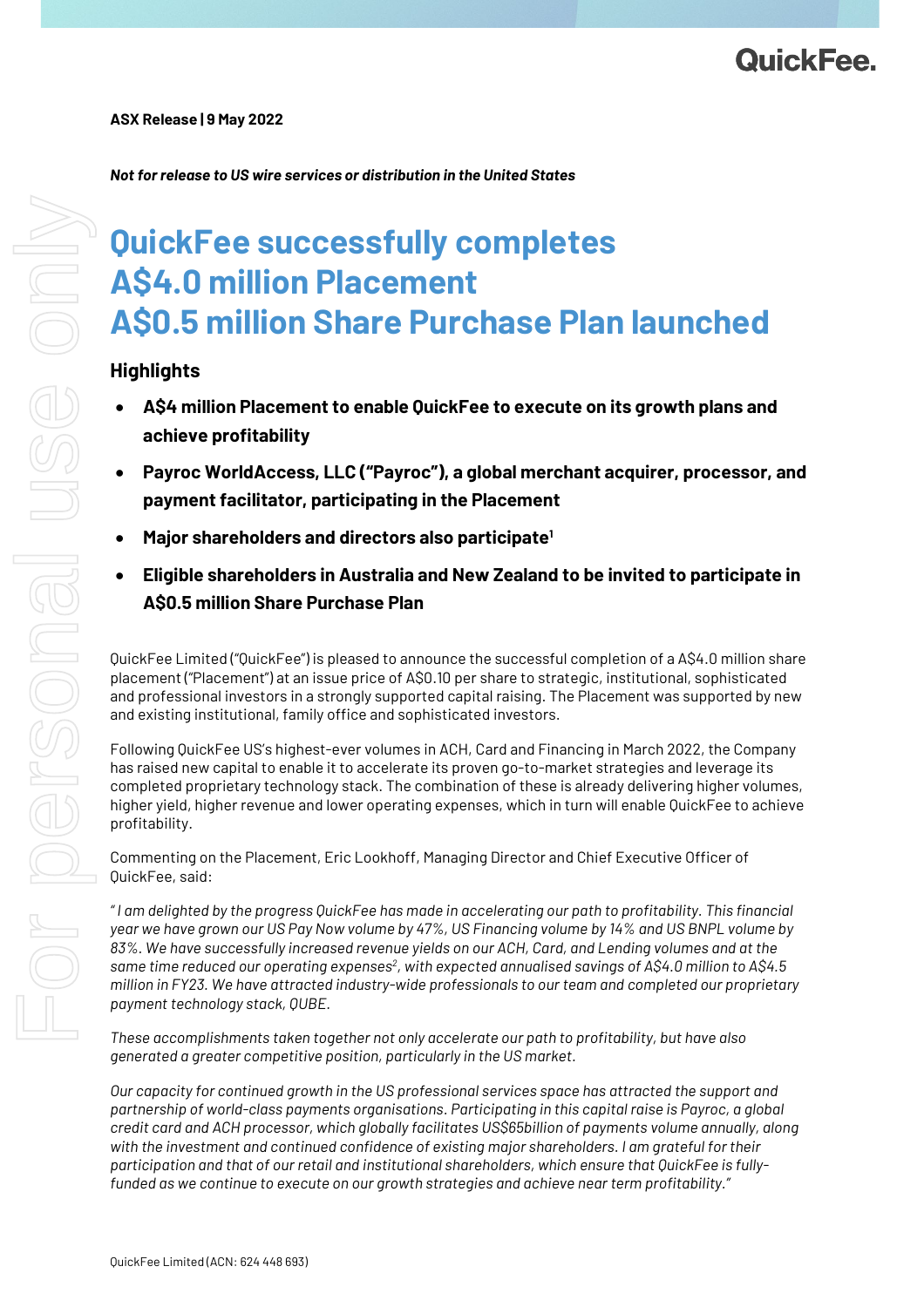**ASX Release | 9 May 2022**

***Not for release to US wire services or distribution in the United States***

# QuickFee successfully completes A$4.0 million Placement A$0.5 million Share Purchase Plan launched

## Highlights

- **A$4 million Placement to enable QuickFee to execute on its growth plans and achieve profitability**
- **Payroc WorldAccess, LLC ("Payroc"), a global merchant acquirer, processor, and payment facilitator, participating in the Placement**
- **Major shareholders and directors also participate[1]**
- **Eligible shareholders in Australia and New Zealand to be invited to participate in A$0.5 million Share Purchase Plan**

QuickFee Limited ("QuickFee") is pleased to announce the successful completion of a A$4.0 million share placement ("Placement") at an issue price of A$0.10 per share to strategic, institutional, sophisticated and professional investors in a strongly supported capital raising. The Placement was supported by new and existing institutional, family office and sophisticated investors.

Following QuickFee US's highest-ever volumes in ACH, Card and Financing in March 2022, the Company has raised new capital to enable it to accelerate its proven go-to-market strategies and leverage its completed proprietary technology stack. The combination of these is already delivering higher volumes, higher yield, higher revenue and lower operating expenses, which in turn will enable QuickFee to achieve profitability.

Commenting on the Placement, Eric Lookhoff, Managing Director and Chief Executive Officer of QuickFee, said:

*" I am delighted by the progress QuickFee has made in accelerating our path to profitability. This financial year we have grown our US Pay Now volume by 47%, US Financing volume by 14% and US BNPL volume by 83%. We have successfully increased revenue yields on our ACH, Card, and Lending volumes and at the same time reduced our operating expenses[2], with expected annualised savings of A$4.0 million to A$4.5 million in FY23. We have attracted industry-wide professionals to our team and completed our proprietary payment technology stack, QUBE.*

*These accomplishments taken together not only accelerate our path to profitability, but have also generated a greater competitive position, particularly in the US market.*

*Our capacity for continued growth in the US professional services space has attracted the support and partnership of world-class payments organisations. Participating in this capital raise is Payroc, a global credit card and ACH processor, which globally facilitates US$65billion of payments volume annually, along with the investment and continued confidence of existing major shareholders. I am grateful for their participation and that of our retail and institutional shareholders, which ensure that QuickFee is fully-funded as we continue to execute on our growth strategies and achieve near term profitability."*

QuickFee Limited (ACN: 624 448 693)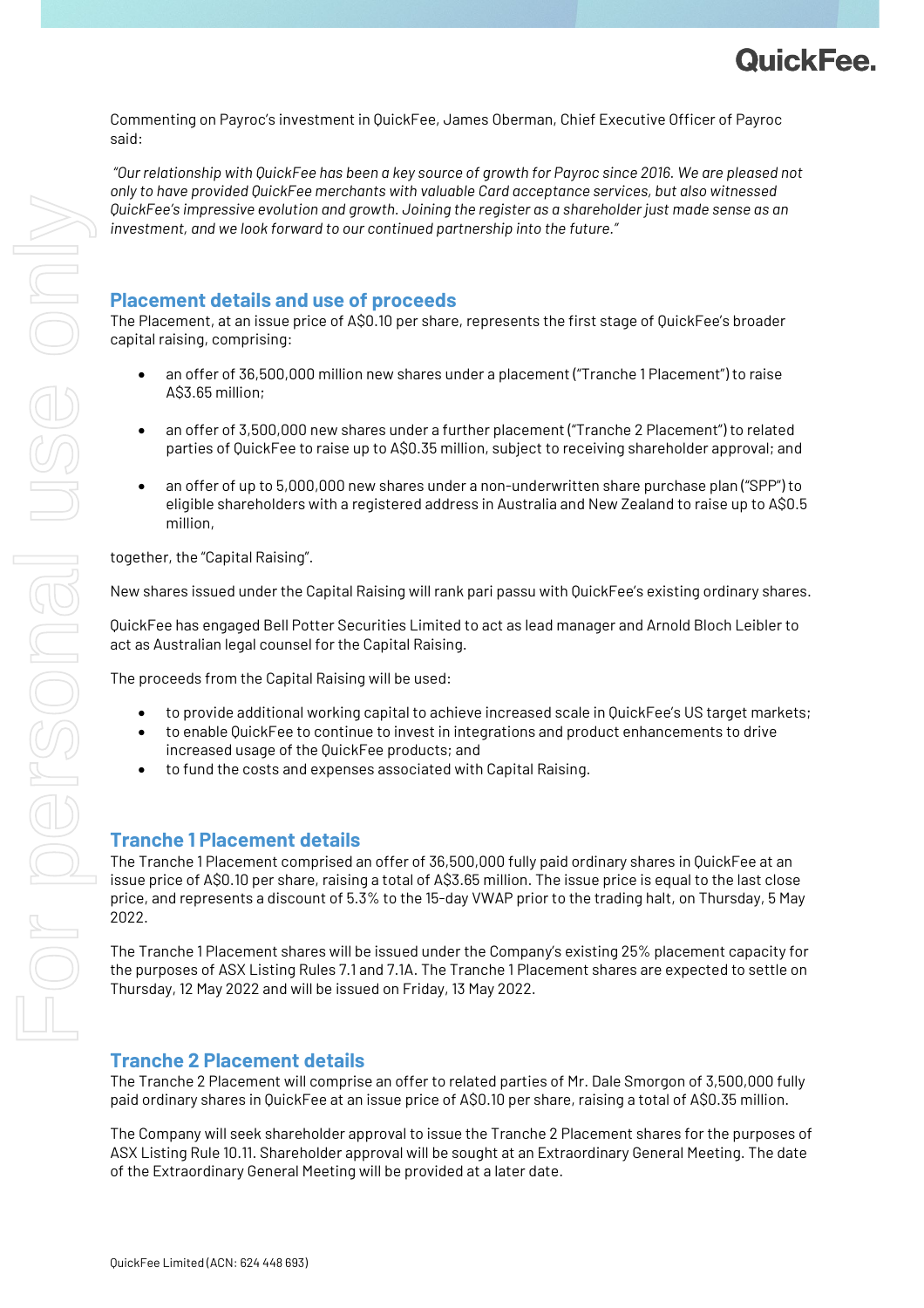Commenting on Payroc's investment in QuickFee, James Oberman, Chief Executive Officer of Payroc said:

*"Our relationship with QuickFee has been a key source of growth for Payroc since 2016. We are pleased not only to have provided QuickFee merchants with valuable Card acceptance services, but also witnessed QuickFee's impressive evolution and growth. Joining the register as a shareholder just made sense as an investment, and we look forward to our continued partnership into the future."*

## Placement details and use of proceeds

The Placement, at an issue price of A$0.10 per share, represents the first stage of QuickFee's broader capital raising, comprising:

- an offer of 36,500,000 million new shares under a placement ("Tranche 1 Placement") to raise A$3.65 million;
- an offer of 3,500,000 new shares under a further placement ("Tranche 2 Placement") to related parties of QuickFee to raise up to A$0.35 million, subject to receiving shareholder approval; and
- an offer of up to 5,000,000 new shares under a non-underwritten share purchase plan ("SPP") to eligible shareholders with a registered address in Australia and New Zealand to raise up to A$0.5 million,

together, the "Capital Raising".

New shares issued under the Capital Raising will rank pari passu with QuickFee's existing ordinary shares.

QuickFee has engaged Bell Potter Securities Limited to act as lead manager and Arnold Bloch Leibler to act as Australian legal counsel for the Capital Raising.

The proceeds from the Capital Raising will be used:

- to provide additional working capital to achieve increased scale in QuickFee's US target markets;
- to enable QuickFee to continue to invest in integrations and product enhancements to drive increased usage of the QuickFee products; and
- to fund the costs and expenses associated with Capital Raising.

## Tranche 1 Placement details

The Tranche 1 Placement comprised an offer of 36,500,000 fully paid ordinary shares in QuickFee at an issue price of A$0.10 per share, raising a total of A$3.65 million. The issue price is equal to the last close price, and represents a discount of 5.3% to the 15-day VWAP prior to the trading halt, on Thursday, 5 May 2022.

The Tranche 1 Placement shares will be issued under the Company's existing 25% placement capacity for the purposes of ASX Listing Rules 7.1 and 7.1A. The Tranche 1 Placement shares are expected to settle on Thursday, 12 May 2022 and will be issued on Friday, 13 May 2022.

## Tranche 2 Placement details

The Tranche 2 Placement will comprise an offer to related parties of Mr. Dale Smorgon of 3,500,000 fully paid ordinary shares in QuickFee at an issue price of A$0.10 per share, raising a total of A$0.35 million.

The Company will seek shareholder approval to issue the Tranche 2 Placement shares for the purposes of ASX Listing Rule 10.11. Shareholder approval will be sought at an Extraordinary General Meeting. The date of the Extraordinary General Meeting will be provided at a later date.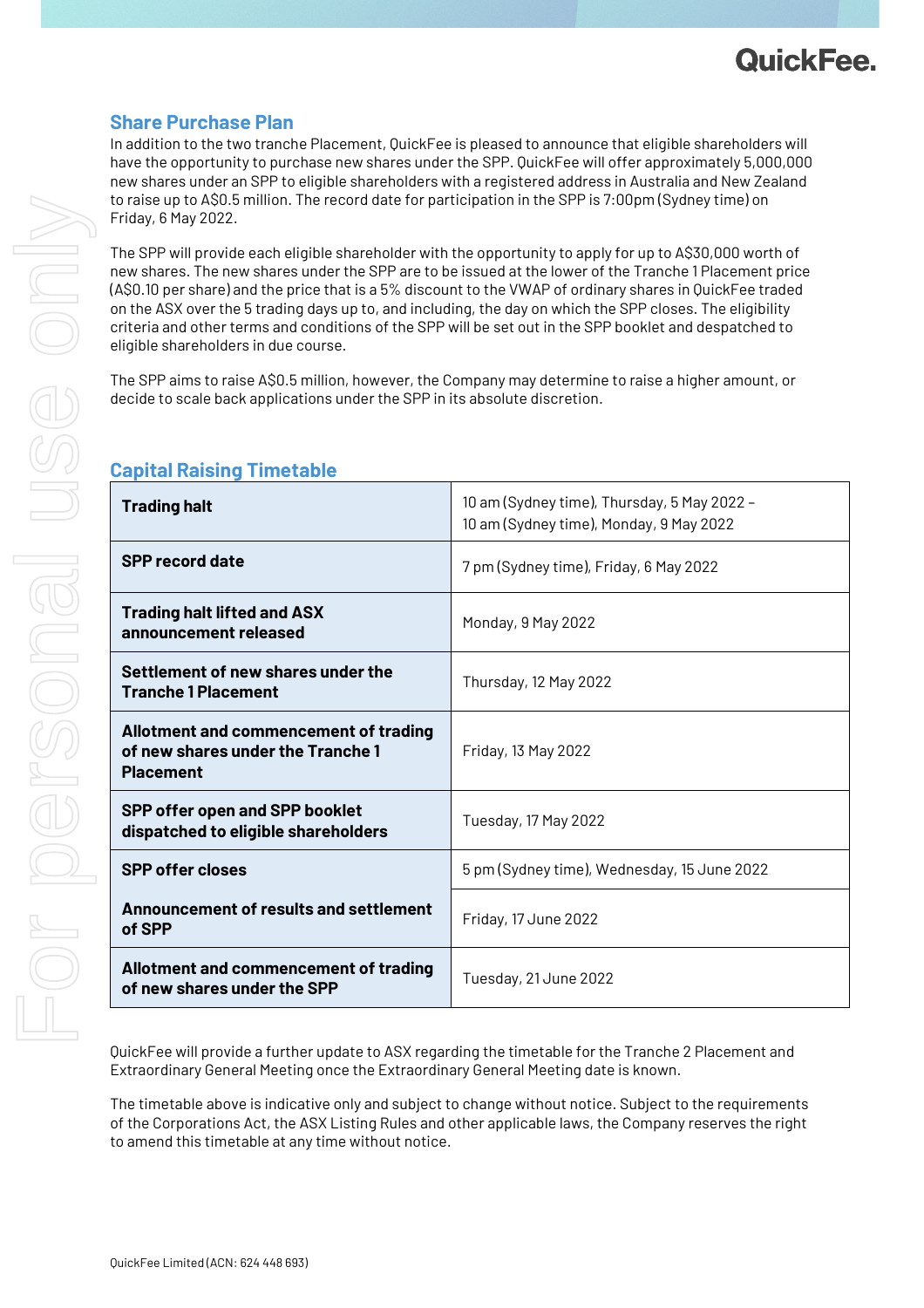## Share Purchase Plan

In addition to the two tranche Placement, QuickFee is pleased to announce that eligible shareholders will have the opportunity to purchase new shares under the SPP. QuickFee will offer approximately 5,000,000 new shares under an SPP to eligible shareholders with a registered address in Australia and New Zealand to raise up to A$0.5 million. The record date for participation in the SPP is 7:00pm (Sydney time) on Friday, 6 May 2022.

The SPP will provide each eligible shareholder with the opportunity to apply for up to A$30,000 worth of new shares. The new shares under the SPP are to be issued at the lower of the Tranche 1 Placement price (A$0.10 per share) and the price that is a 5% discount to the VWAP of ordinary shares in QuickFee traded on the ASX over the 5 trading days up to, and including, the day on which the SPP closes. The eligibility criteria and other terms and conditions of the SPP will be set out in the SPP booklet and despatched to eligible shareholders in due course.

The SPP aims to raise A$0.5 million, however, the Company may determine to raise a higher amount, or decide to scale back applications under the SPP in its absolute discretion.

## Capital Raising Timetable

| | |
|---|---|
| **Trading halt** | 10 am (Sydney time), Thursday, 5 May 2022 – 10 am (Sydney time), Monday, 9 May 2022 |
| **SPP record date** | 7 pm (Sydney time), Friday, 6 May 2022 |
| **Trading halt lifted and ASX announcement released** | Monday, 9 May 2022 |
| **Settlement of new shares under the Tranche 1 Placement** | Thursday, 12 May 2022 |
| **Allotment and commencement of trading of new shares under the Tranche 1 Placement** | Friday, 13 May 2022 |
| **SPP offer open and SPP booklet dispatched to eligible shareholders** | Tuesday, 17 May 2022 |
| **SPP offer closes** | 5 pm (Sydney time), Wednesday, 15 June 2022 |
| **Announcement of results and settlement of SPP** | Friday, 17 June 2022 |
| **Allotment and commencement of trading of new shares under the SPP** | Tuesday, 21 June 2022 |

QuickFee will provide a further update to ASX regarding the timetable for the Tranche 2 Placement and Extraordinary General Meeting once the Extraordinary General Meeting date is known.

The timetable above is indicative only and subject to change without notice. Subject to the requirements of the Corporations Act, the ASX Listing Rules and other applicable laws, the Company reserves the right to amend this timetable at any time without notice.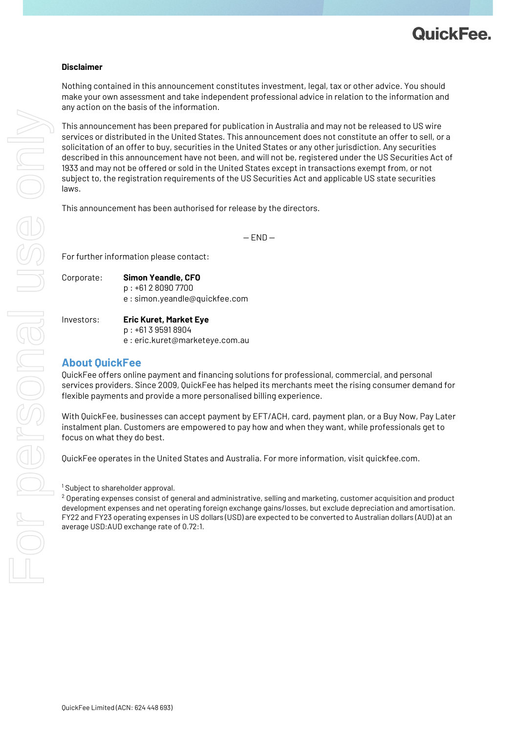**Disclaimer**

Nothing contained in this announcement constitutes investment, legal, tax or other advice. You should make your own assessment and take independent professional advice in relation to the information and any action on the basis of the information.

This announcement has been prepared for publication in Australia and may not be released to US wire services or distributed in the United States. This announcement does not constitute an offer to sell, or a solicitation of an offer to buy, securities in the United States or any other jurisdiction. Any securities described in this announcement have not been, and will not be, registered under the US Securities Act of 1933 and may not be offered or sold in the United States except in transactions exempt from, or not subject to, the registration requirements of the US Securities Act and applicable US state securities laws.

This announcement has been authorised for release by the directors.

— END —

For further information please contact:

Corporate: **Simon Yeandle, CFO**
p : +61 2 8090 7700
e : simon.yeandle@quickfee.com

Investors: **Eric Kuret, Market Eye**
p : +61 3 9591 8904
e : eric.kuret@marketeye.com.au

## About QuickFee

QuickFee offers online payment and financing solutions for professional, commercial, and personal services providers. Since 2009, QuickFee has helped its merchants meet the rising consumer demand for flexible payments and provide a more personalised billing experience.

With QuickFee, businesses can accept payment by EFT/ACH, card, payment plan, or a Buy Now, Pay Later instalment plan. Customers are empowered to pay how and when they want, while professionals get to focus on what they do best.

QuickFee operates in the United States and Australia. For more information, visit quickfee.com.

[1] Subject to shareholder approval.
[2] Operating expenses consist of general and administrative, selling and marketing, customer acquisition and product development expenses and net operating foreign exchange gains/losses, but exclude depreciation and amortisation. FY22 and FY23 operating expenses in US dollars (USD) are expected to be converted to Australian dollars (AUD) at an average USD:AUD exchange rate of 0.72:1.